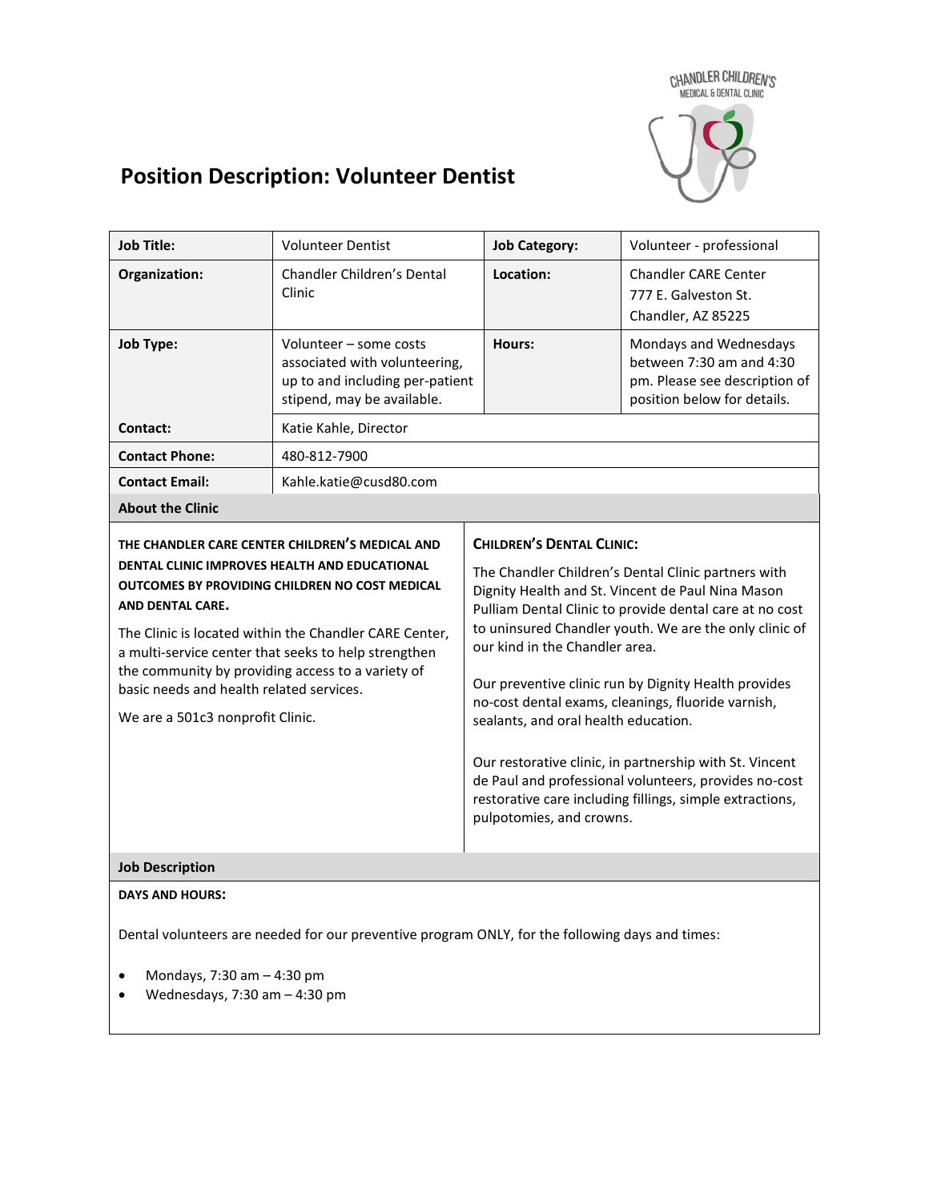# Position Description: Volunteer Dentist

| Job Title: | Volunteer Dentist | Job Category: | Volunteer - professional |
|---|---|---|---|
| Organization: | Chandler Children's Dental Clinic | Location: | Chandler CARE Center<br>777 E. Galveston St.<br>Chandler, AZ 85225 |
| Job Type: | Volunteer – some costs associated with volunteering, up to and including per-patient stipend, may be available. | Hours: | Mondays and Wednesdays between 7:30 am and 4:30 pm. Please see description of position below for details. |
| Contact: | Katie Kahle, Director | | |
| Contact Phone: | 480-812-7900 | | |
| Contact Email: | Kahle.katie@cusd80.com | | |

## About the Clinic

**THE CHANDLER CARE CENTER CHILDREN'S MEDICAL AND DENTAL CLINIC IMPROVES HEALTH AND EDUCATIONAL OUTCOMES BY PROVIDING CHILDREN NO COST MEDICAL AND DENTAL CARE.**

The Clinic is located within the Chandler CARE Center, a multi-service center that seeks to help strengthen the community by providing access to a variety of basic needs and health related services.

We are a 501c3 nonprofit Clinic.

**CHILDREN'S DENTAL CLINIC:**

The Chandler Children's Dental Clinic partners with Dignity Health and St. Vincent de Paul Nina Mason Pulliam Dental Clinic to provide dental care at no cost to uninsured Chandler youth. We are the only clinic of our kind in the Chandler area.

Our preventive clinic run by Dignity Health provides no-cost dental exams, cleanings, fluoride varnish, sealants, and oral health education.

Our restorative clinic, in partnership with St. Vincent de Paul and professional volunteers, provides no-cost restorative care including fillings, simple extractions, pulpotomies, and crowns.

## Job Description

**DAYS AND HOURS:**

Dental volunteers are needed for our preventive program ONLY, for the following days and times:

- Mondays, 7:30 am – 4:30 pm
- Wednesdays, 7:30 am – 4:30 pm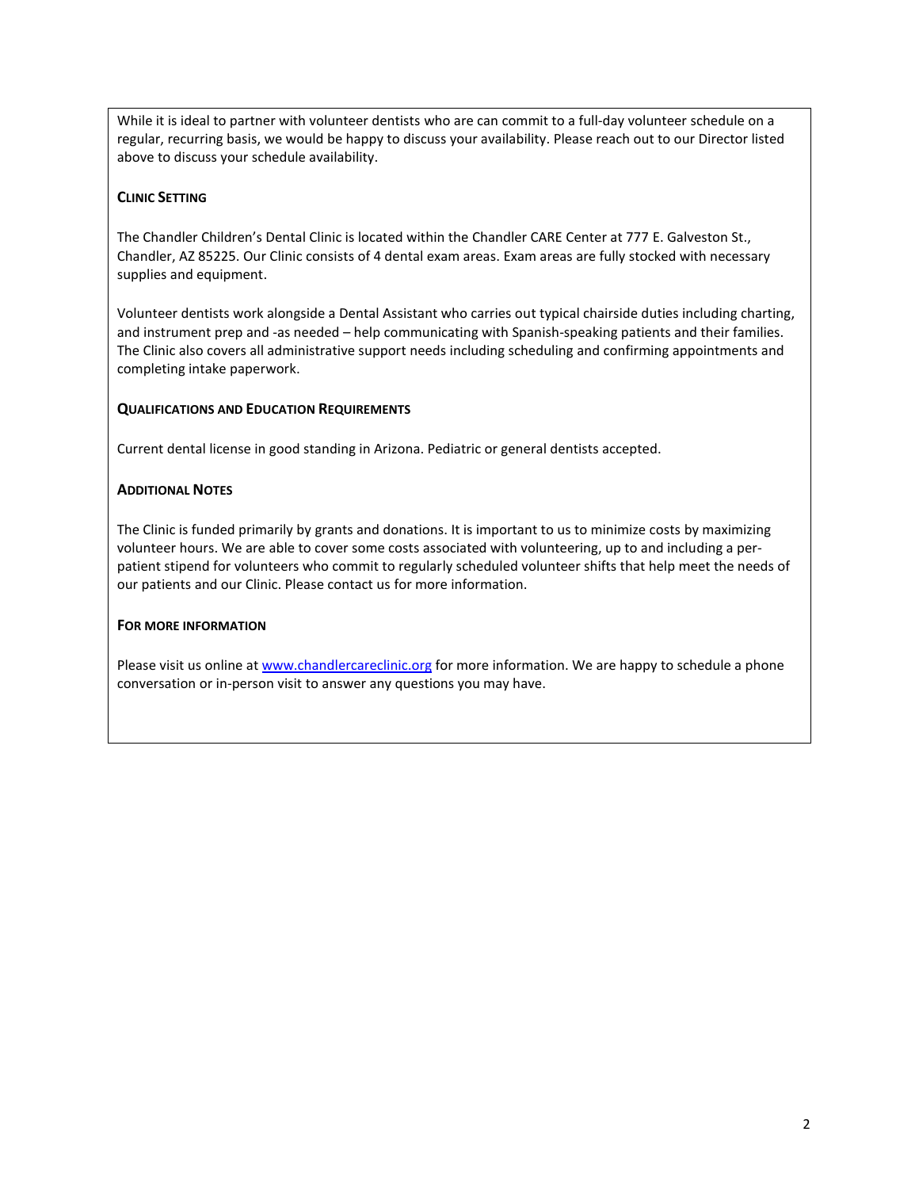While it is ideal to partner with volunteer dentists who are can commit to a full-day volunteer schedule on a regular, recurring basis, we would be happy to discuss your availability. Please reach out to our Director listed above to discuss your schedule availability.

**CLINIC SETTING**

The Chandler Children's Dental Clinic is located within the Chandler CARE Center at 777 E. Galveston St., Chandler, AZ 85225. Our Clinic consists of 4 dental exam areas. Exam areas are fully stocked with necessary supplies and equipment.

Volunteer dentists work alongside a Dental Assistant who carries out typical chairside duties including charting, and instrument prep and -as needed – help communicating with Spanish-speaking patients and their families. The Clinic also covers all administrative support needs including scheduling and confirming appointments and completing intake paperwork.

**QUALIFICATIONS AND EDUCATION REQUIREMENTS**

Current dental license in good standing in Arizona. Pediatric or general dentists accepted.

**ADDITIONAL NOTES**

The Clinic is funded primarily by grants and donations. It is important to us to minimize costs by maximizing volunteer hours. We are able to cover some costs associated with volunteering, up to and including a per-patient stipend for volunteers who commit to regularly scheduled volunteer shifts that help meet the needs of our patients and our Clinic. Please contact us for more information.

**FOR MORE INFORMATION**

Please visit us online at [www.chandlercareclinic.org](http://www.chandlercareclinic.org) for more information. We are happy to schedule a phone conversation or in-person visit to answer any questions you may have.